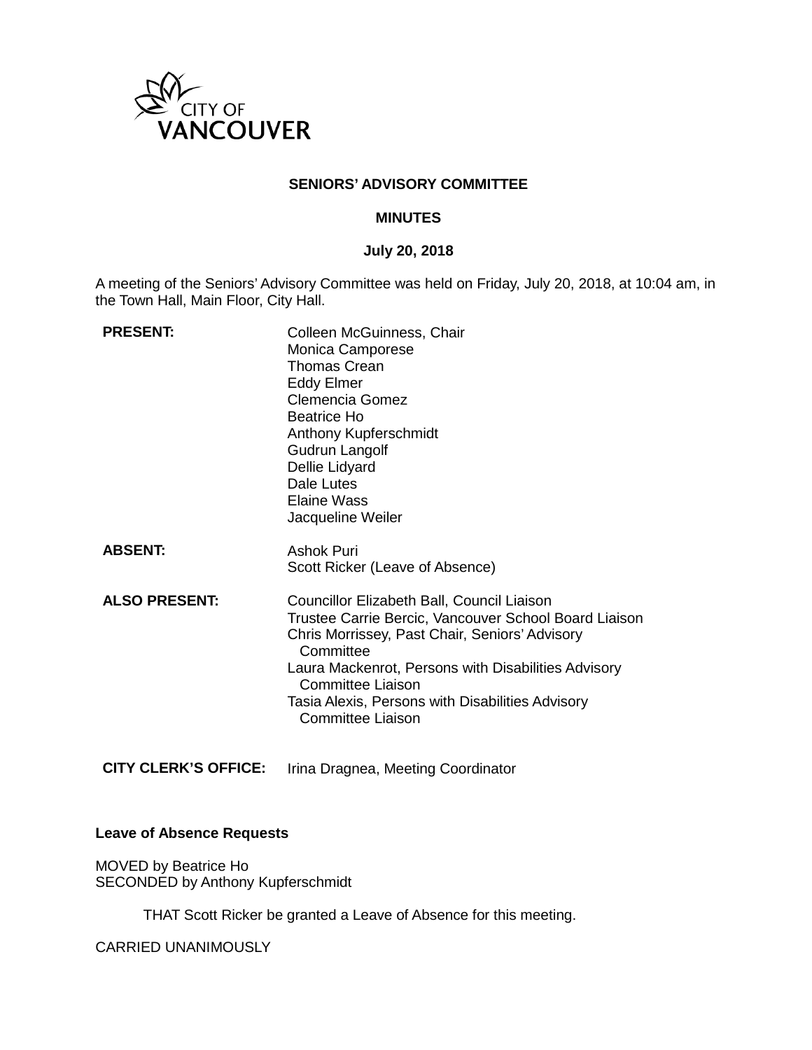CITY OF VANCOUVER

**SENIORS' ADVISORY COMMITTEE**

**MINUTES**

**July 20, 2018**

A meeting of the Seniors' Advisory Committee was held on Friday, July 20, 2018, at 10:04 am, in the Town Hall, Main Floor, City Hall.

| | |
|---|---|
| **PRESENT:** | Colleen McGuinness, Chair<br>Monica Camporese<br>Thomas Crean<br>Eddy Elmer<br>Clemencia Gomez<br>Beatrice Ho<br>Anthony Kupferschmidt<br>Gudrun Langolf<br>Dellie Lidyard<br>Dale Lutes<br>Elaine Wass<br>Jacqueline Weiler |
| **ABSENT:** | Ashok Puri<br>Scott Ricker (Leave of Absence) |
| **ALSO PRESENT:** | Councillor Elizabeth Ball, Council Liaison<br>Trustee Carrie Bercic, Vancouver School Board Liaison<br>Chris Morrissey, Past Chair, Seniors' Advisory Committee<br>Laura Mackenrot, Persons with Disabilities Advisory Committee Liaison<br>Tasia Alexis, Persons with Disabilities Advisory Committee Liaison |
| **CITY CLERK'S OFFICE:** | Irina Dragnea, Meeting Coordinator |

**Leave of Absence Requests**

MOVED by Beatrice Ho
SECONDED by Anthony Kupferschmidt

THAT Scott Ricker be granted a Leave of Absence for this meeting.

CARRIED UNANIMOUSLY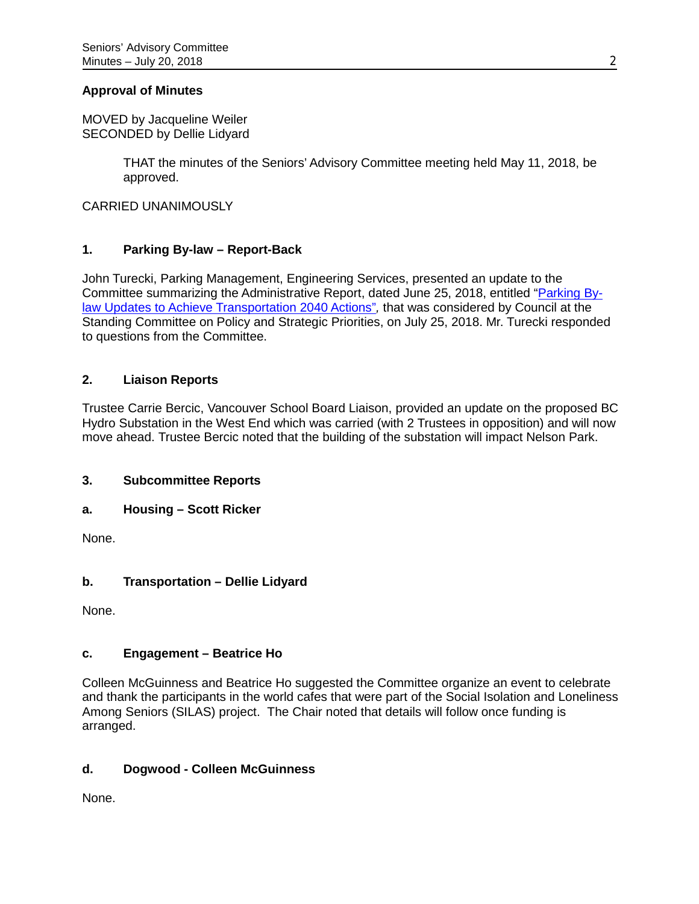**Approval of Minutes**

MOVED by Jacqueline Weiler
SECONDED by Dellie Lidyard

> THAT the minutes of the Seniors' Advisory Committee meeting held May 11, 2018, be approved.

CARRIED UNANIMOUSLY

## 1. Parking By-law – Report-Back

John Turecki, Parking Management, Engineering Services, presented an update to the Committee summarizing the Administrative Report, dated June 25, 2018, entitled "Parking By-law Updates to Achieve Transportation 2040 Actions", that was considered by Council at the Standing Committee on Policy and Strategic Priorities, on July 25, 2018. Mr. Turecki responded to questions from the Committee.

## 2. Liaison Reports

Trustee Carrie Bercic, Vancouver School Board Liaison, provided an update on the proposed BC Hydro Substation in the West End which was carried (with 2 Trustees in opposition) and will now move ahead. Trustee Bercic noted that the building of the substation will impact Nelson Park.

## 3. Subcommittee Reports

### a. Housing – Scott Ricker

None.

### b. Transportation – Dellie Lidyard

None.

### c. Engagement – Beatrice Ho

Colleen McGuinness and Beatrice Ho suggested the Committee organize an event to celebrate and thank the participants in the world cafes that were part of the Social Isolation and Loneliness Among Seniors (SILAS) project. The Chair noted that details will follow once funding is arranged.

### d. Dogwood - Colleen McGuinness

None.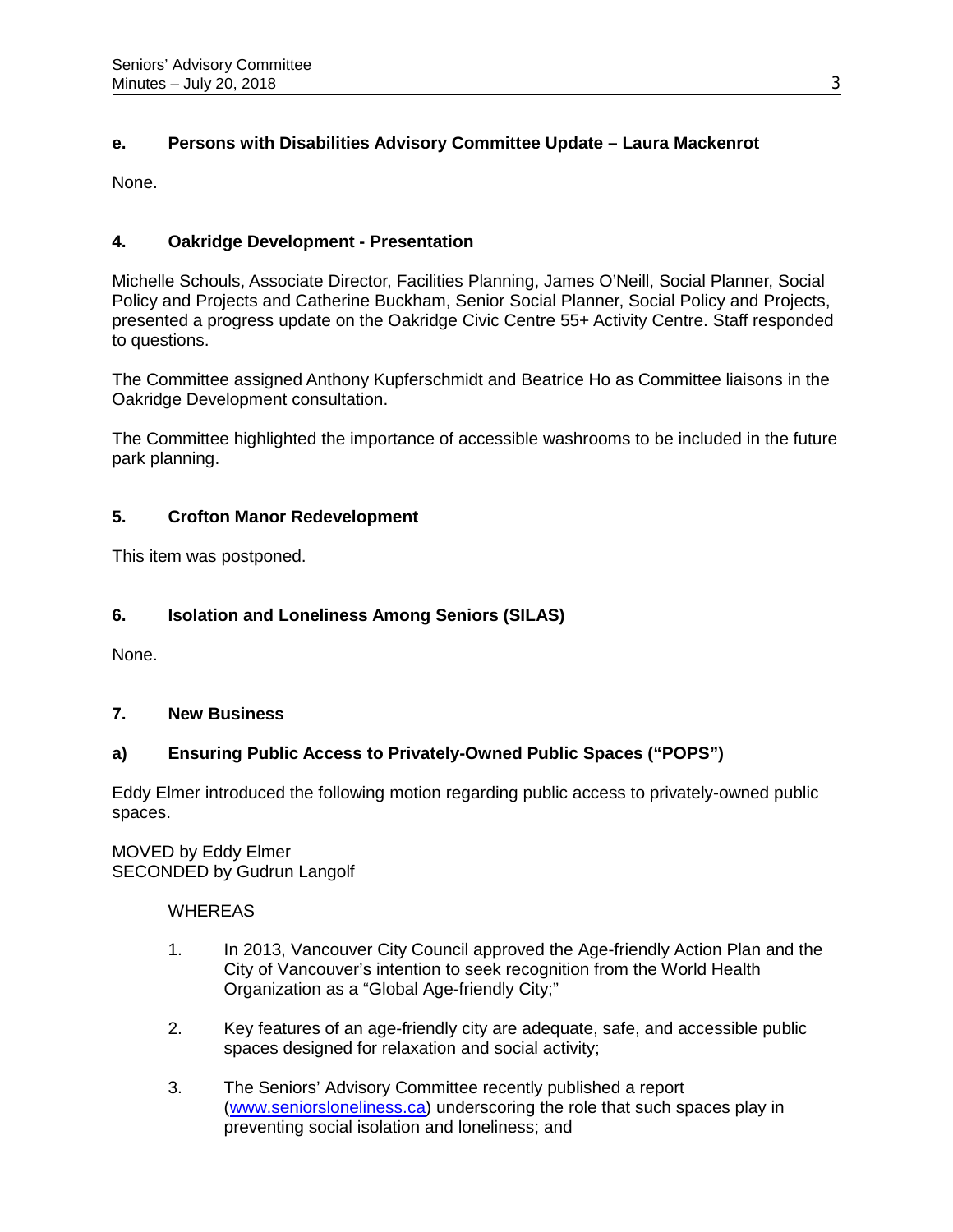### e. Persons with Disabilities Advisory Committee Update – Laura Mackenrot

None.

## 4. Oakridge Development - Presentation

Michelle Schouls, Associate Director, Facilities Planning, James O'Neill, Social Planner, Social Policy and Projects and Catherine Buckham, Senior Social Planner, Social Policy and Projects, presented a progress update on the Oakridge Civic Centre 55+ Activity Centre. Staff responded to questions.

The Committee assigned Anthony Kupferschmidt and Beatrice Ho as Committee liaisons in the Oakridge Development consultation.

The Committee highlighted the importance of accessible washrooms to be included in the future park planning.

## 5. Crofton Manor Redevelopment

This item was postponed.

## 6. Isolation and Loneliness Among Seniors (SILAS)

None.

## 7. New Business

### a) Ensuring Public Access to Privately-Owned Public Spaces ("POPS")

Eddy Elmer introduced the following motion regarding public access to privately-owned public spaces.

MOVED by Eddy Elmer
SECONDED by Gudrun Langolf

WHEREAS

1. In 2013, Vancouver City Council approved the Age-friendly Action Plan and the City of Vancouver's intention to seek recognition from the World Health Organization as a "Global Age-friendly City;"

2. Key features of an age-friendly city are adequate, safe, and accessible public spaces designed for relaxation and social activity;

3. The Seniors' Advisory Committee recently published a report ([www.seniorsloneliness.ca](http://www.seniorsloneliness.ca)) underscoring the role that such spaces play in preventing social isolation and loneliness; and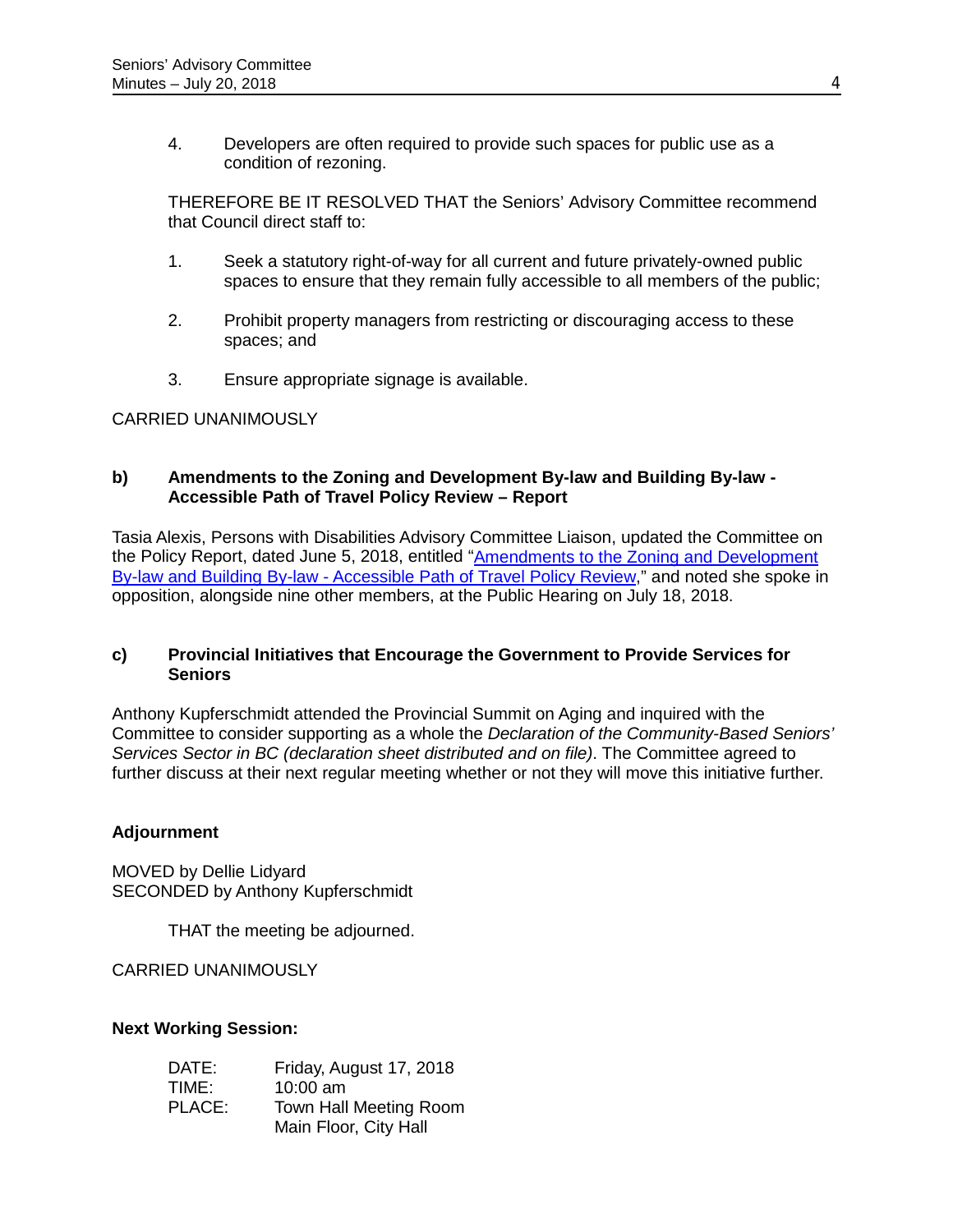4. Developers are often required to provide such spaces for public use as a condition of rezoning.

THEREFORE BE IT RESOLVED THAT the Seniors' Advisory Committee recommend that Council direct staff to:

1. Seek a statutory right-of-way for all current and future privately-owned public spaces to ensure that they remain fully accessible to all members of the public;

2. Prohibit property managers from restricting or discouraging access to these spaces; and

3. Ensure appropriate signage is available.

CARRIED UNANIMOUSLY

**b) Amendments to the Zoning and Development By-law and Building By-law - Accessible Path of Travel Policy Review – Report**

Tasia Alexis, Persons with Disabilities Advisory Committee Liaison, updated the Committee on the Policy Report, dated June 5, 2018, entitled "Amendments to the Zoning and Development By-law and Building By-law - Accessible Path of Travel Policy Review," and noted she spoke in opposition, alongside nine other members, at the Public Hearing on July 18, 2018.

**c) Provincial Initiatives that Encourage the Government to Provide Services for Seniors**

Anthony Kupferschmidt attended the Provincial Summit on Aging and inquired with the Committee to consider supporting as a whole the *Declaration of the Community-Based Seniors' Services Sector in BC (declaration sheet distributed and on file)*. The Committee agreed to further discuss at their next regular meeting whether or not they will move this initiative further.

**Adjournment**

MOVED by Dellie Lidyard
SECONDED by Anthony Kupferschmidt

THAT the meeting be adjourned.

CARRIED UNANIMOUSLY

**Next Working Session:**

DATE: Friday, August 17, 2018
TIME: 10:00 am
PLACE: Town Hall Meeting Room
Main Floor, City Hall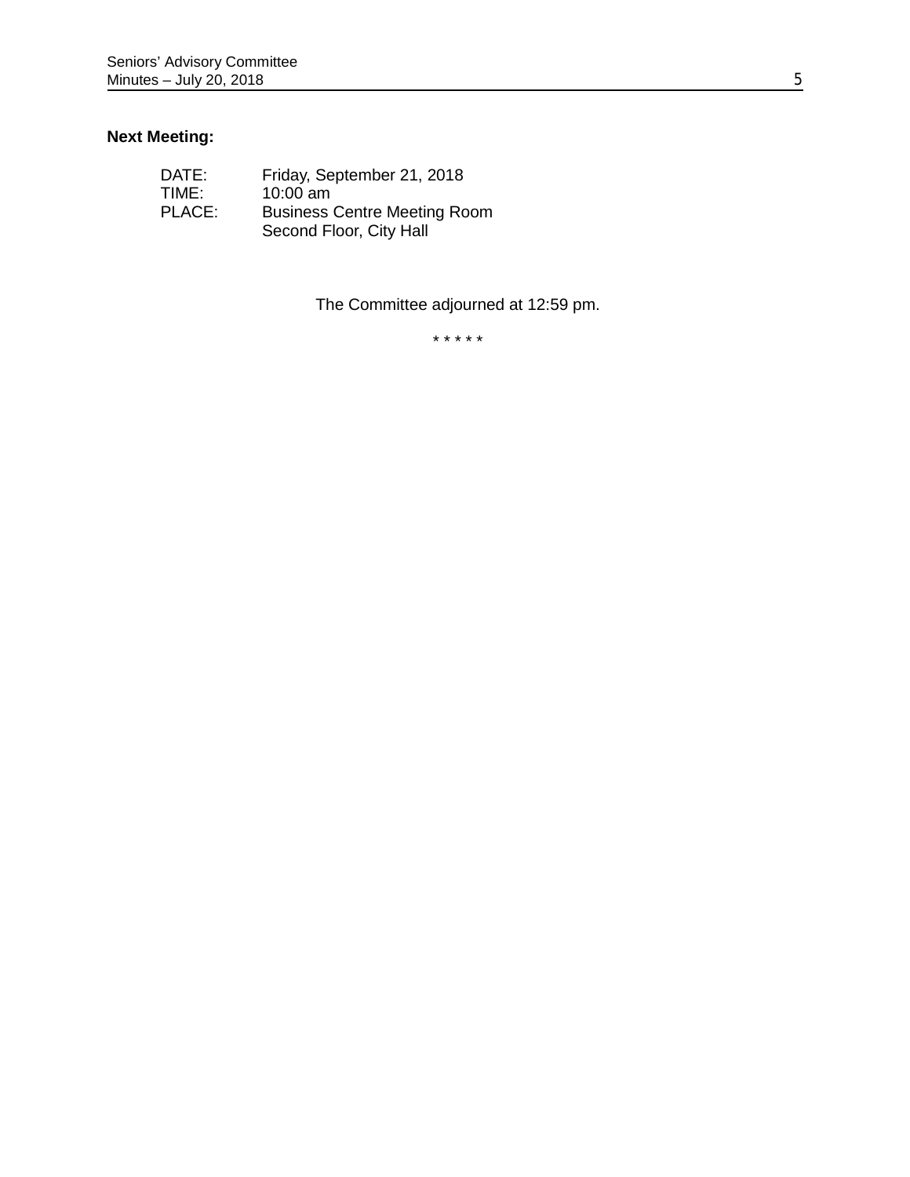**Next Meeting:**

| | |
|---|---|
| DATE: | Friday, September 21, 2018 |
| TIME: | 10:00 am |
| PLACE: | Business Centre Meeting Room<br>Second Floor, City Hall |

The Committee adjourned at 12:59 pm.

\* \* \* \* \*